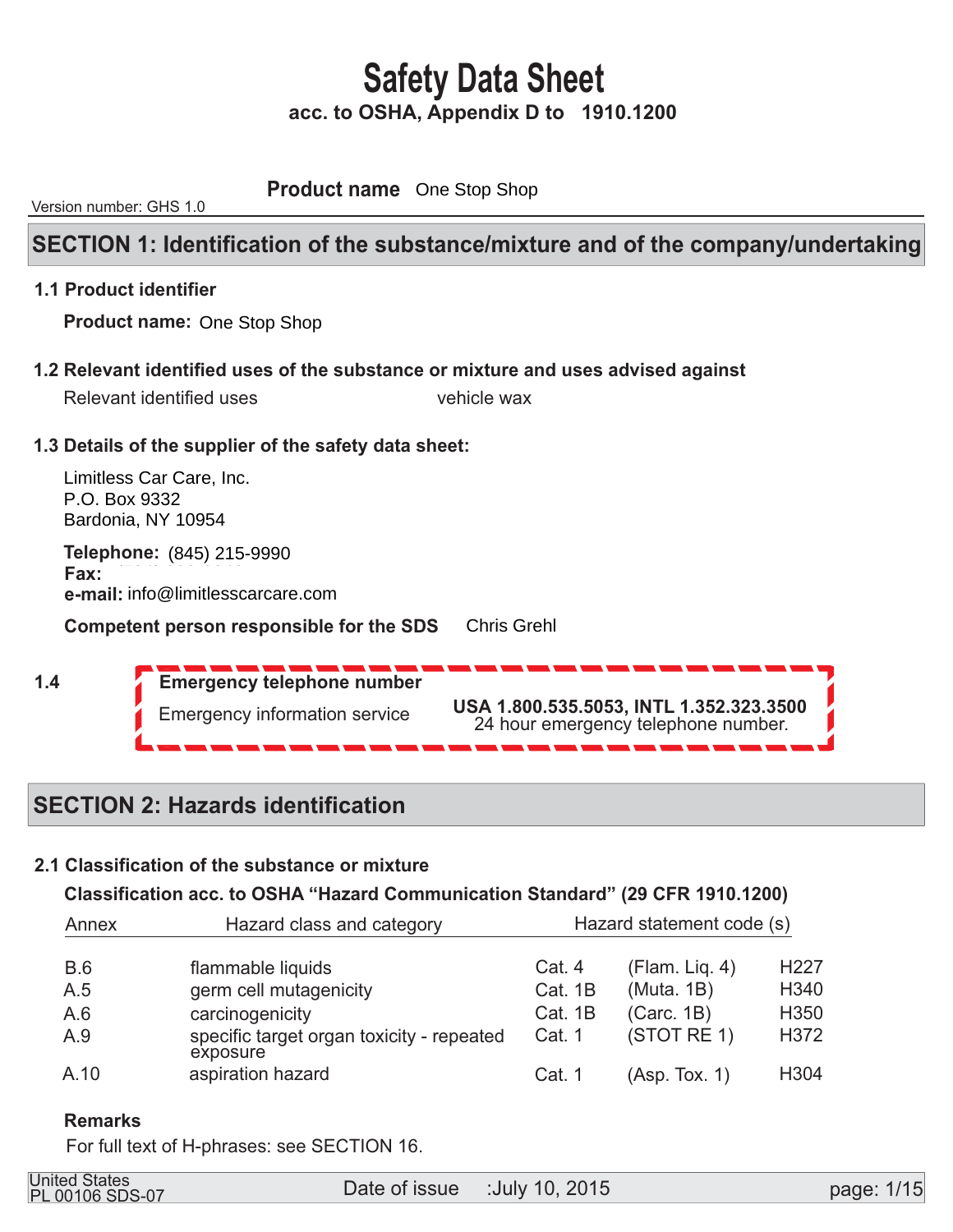# Safety Data Sheet

**acc. to OSHA, Appendix D to 1910.1200**

Version number: GHS 1.0

**Product name** One Stop Shop

## SECTION 1: Identification of the substance/mixture and of the company/undertaking

### 1.1 Product identifier

**Product name:** One Stop Shop

### 1.2 Relevant identified uses of the substance or mixture and uses advised against

Relevant identified uses — vehicle wax

### 1.3 Details of the supplier of the safety data sheet:

Limitless Car Care, Inc.
P.O. Box 9332
Bardonia, NY 10954

**Telephone:** (845) 215-9990
**Fax:**
**e-mail:** info@limitlesscarcare.com

**Competent person responsible for the SDS** Chris Grehl

### 1.4 Emergency telephone number

Emergency information service — **USA 1.800.535.5053, INTL 1.352.323.3500**
24 hour emergency telephone number.

## SECTION 2: Hazards identification

### 2.1 Classification of the substance or mixture

**Classification acc. to OSHA "Hazard Communication Standard" (29 CFR 1910.1200)**

| Annex | Hazard class and category | | | Hazard statement code (s) |
|---|---|---|---|---|
| B.6 | flammable liquids | Cat. 4 | (Flam. Liq. 4) | H227 |
| A.5 | germ cell mutagenicity | Cat. 1B | (Muta. 1B) | H340 |
| A.6 | carcinogenicity | Cat. 1B | (Carc. 1B) | H350 |
| A.9 | specific target organ toxicity - repeated exposure | Cat. 1 | (STOT RE 1) | H372 |
| A.10 | aspiration hazard | Cat. 1 | (Asp. Tox. 1) | H304 |

**Remarks**

For full text of H-phrases: see SECTION 16.

United States
PL 00106 SDS-07

Date of issue :July 10, 2015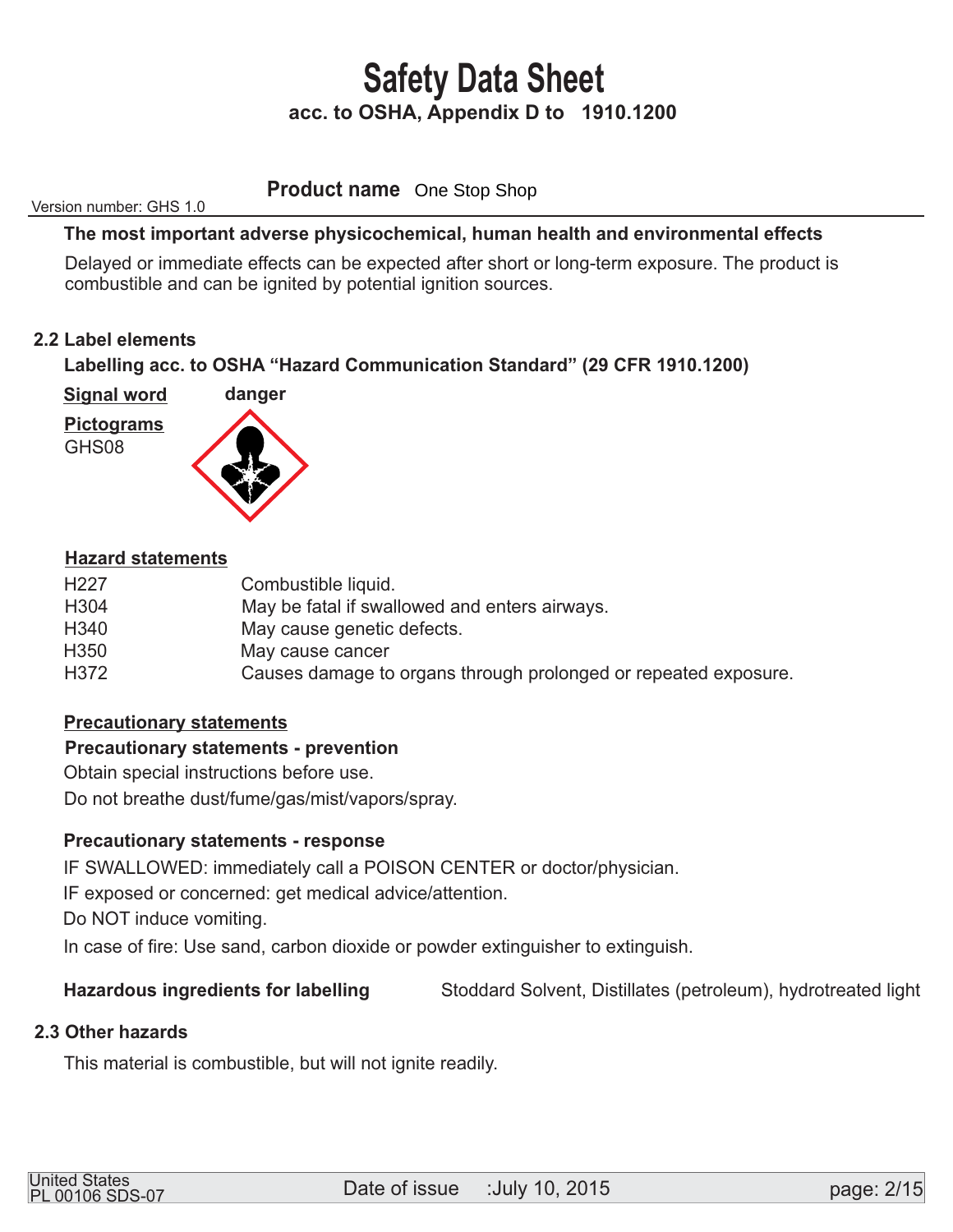# Safety Data Sheet

**acc. to OSHA, Appendix D to 1910.1200**

Version number: GHS 1.0

**Product name** One Stop Shop

**The most important adverse physicochemical, human health and environmental effects**

Delayed or immediate effects can be expected after short or long-term exposure. The product is combustible and can be ignited by potential ignition sources.

### 2.2 Label elements

**Labelling acc. to OSHA "Hazard Communication Standard" (29 CFR 1910.1200)**

**Signal word** **danger**

**Pictograms**

GHS08

**Hazard statements**

| | |
|---|---|
| H227 | Combustible liquid. |
| H304 | May be fatal if swallowed and enters airways. |
| H340 | May cause genetic defects. |
| H350 | May cause cancer |
| H372 | Causes damage to organs through prolonged or repeated exposure. |

**Precautionary statements**

**Precautionary statements - prevention**

Obtain special instructions before use.

Do not breathe dust/fume/gas/mist/vapors/spray.

**Precautionary statements - response**

IF SWALLOWED: immediately call a POISON CENTER or doctor/physician.

IF exposed or concerned: get medical advice/attention.

Do NOT induce vomiting.

In case of fire: Use sand, carbon dioxide or powder extinguisher to extinguish.

**Hazardous ingredients for labelling** Stoddard Solvent, Distillates (petroleum), hydrotreated light

### 2.3 Other hazards

This material is combustible, but will not ignite readily.

United States
PL 00106 SDS-07

Date of issue :July 10, 2015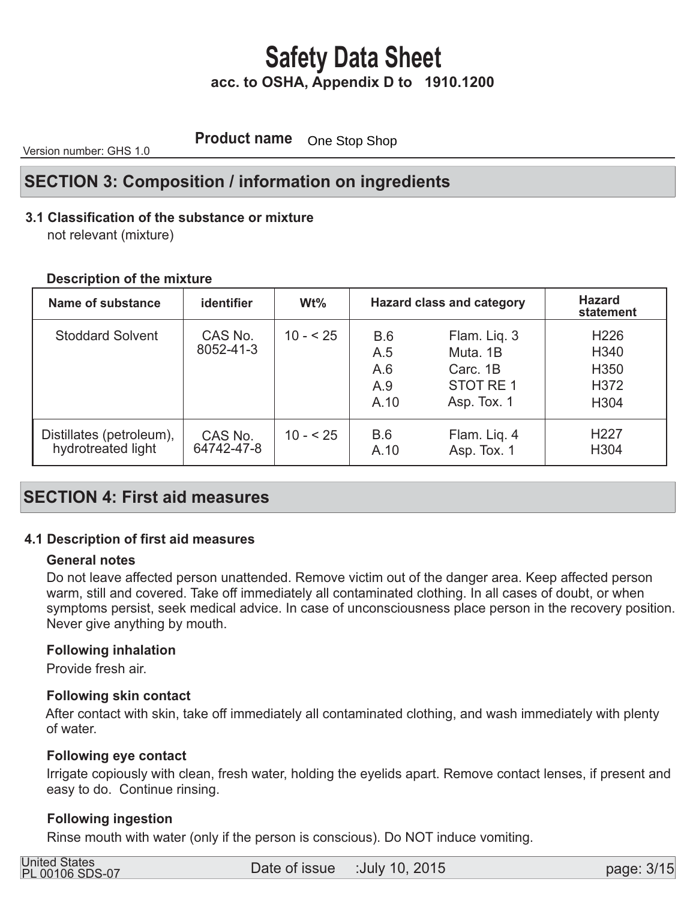# Safety Data Sheet

**acc. to OSHA, Appendix D to 1910.1200**

Version number: GHS 1.0

**Product name** One Stop Shop

## SECTION 3: Composition / information on ingredients

### 3.1 Classification of the substance or mixture

not relevant (mixture)

**Description of the mixture**

| Name of substance | identifier | Wt% | Hazard class and category | | Hazard statement |
|---|---|---|---|---|---|
| Stoddard Solvent | CAS No. 8052-41-3 | 10 - < 25 | B.6<br>A.5<br>A.6<br>A.9<br>A.10 | Flam. Liq. 3<br>Muta. 1B<br>Carc. 1B<br>STOT RE 1<br>Asp. Tox. 1 | H226<br>H340<br>H350<br>H372<br>H304 |
| Distillates (petroleum), hydrotreated light | CAS No. 64742-47-8 | 10 - < 25 | B.6<br>A.10 | Flam. Liq. 4<br>Asp. Tox. 1 | H227<br>H304 |

## SECTION 4: First aid measures

### 4.1 Description of first aid measures

**General notes**

Do not leave affected person unattended. Remove victim out of the danger area. Keep affected person warm, still and covered. Take off immediately all contaminated clothing. In all cases of doubt, or when symptoms persist, seek medical advice. In case of unconsciousness place person in the recovery position. Never give anything by mouth.

**Following inhalation**

Provide fresh air.

**Following skin contact**

After contact with skin, take off immediately all contaminated clothing, and wash immediately with plenty of water.

**Following eye contact**

Irrigate copiously with clean, fresh water, holding the eyelids apart. Remove contact lenses, if present and easy to do. Continue rinsing.

**Following ingestion**

Rinse mouth with water (only if the person is conscious). Do NOT induce vomiting.

United States
PL 00106 SDS-07

Date of issue :July 10, 2015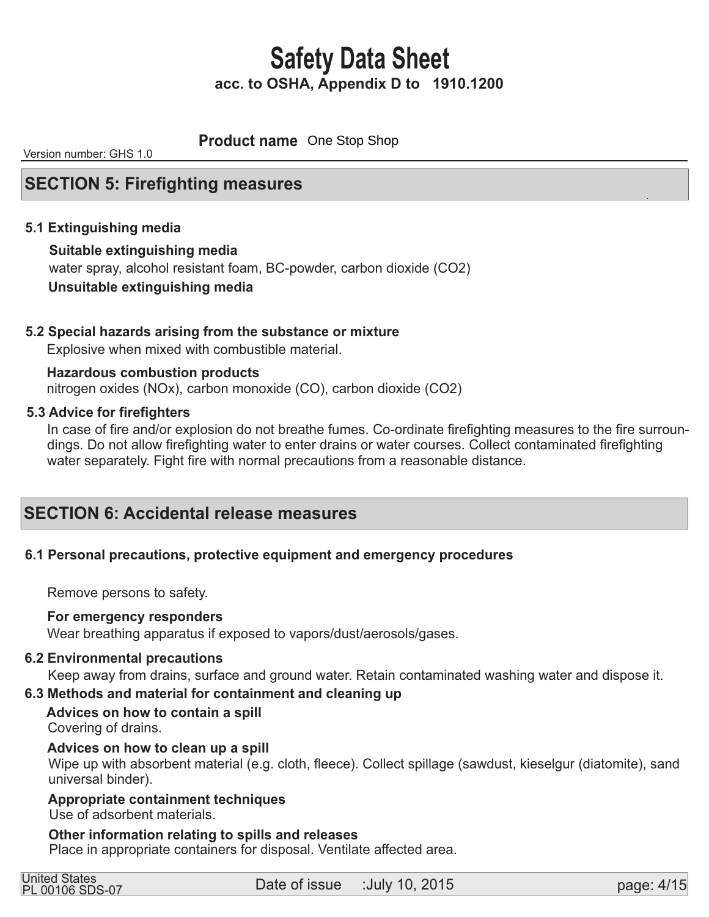## SECTION 5: Firefighting measures

### 5.1 Extinguishing media

**Suitable extinguishing media**

water spray, alcohol resistant foam, BC-powder, carbon dioxide ($CO_2$)

**Unsuitable extinguishing media**

### 5.2 Special hazards arising from the substance or mixture

Explosive when mixed with combustible material.

**Hazardous combustion products**

nitrogen oxides ($NO_x$), carbon monoxide (CO), carbon dioxide ($CO_2$)

### 5.3 Advice for firefighters

In case of fire and/or explosion do not breathe fumes. Co-ordinate firefighting measures to the fire surroundings. Do not allow firefighting water to enter drains or water courses. Collect contaminated firefighting water separately. Fight fire with normal precautions from a reasonable distance.

## SECTION 6: Accidental release measures

### 6.1 Personal precautions, protective equipment and emergency procedures

Remove persons to safety.

**For emergency responders**

Wear breathing apparatus if exposed to vapors/dust/aerosols/gases.

### 6.2 Environmental precautions

Keep away from drains, surface and ground water. Retain contaminated washing water and dispose it.

### 6.3 Methods and material for containment and cleaning up

**Advices on how to contain a spill**

Covering of drains.

**Advices on how to clean up a spill**

Wipe up with absorbent material (e.g. cloth, fleece). Collect spillage (sawdust, kieselgur (diatomite), sand universal binder).

**Appropriate containment techniques**

Use of adsorbent materials.

**Other information relating to spills and releases**

Place in appropriate containers for disposal. Ventilate affected area.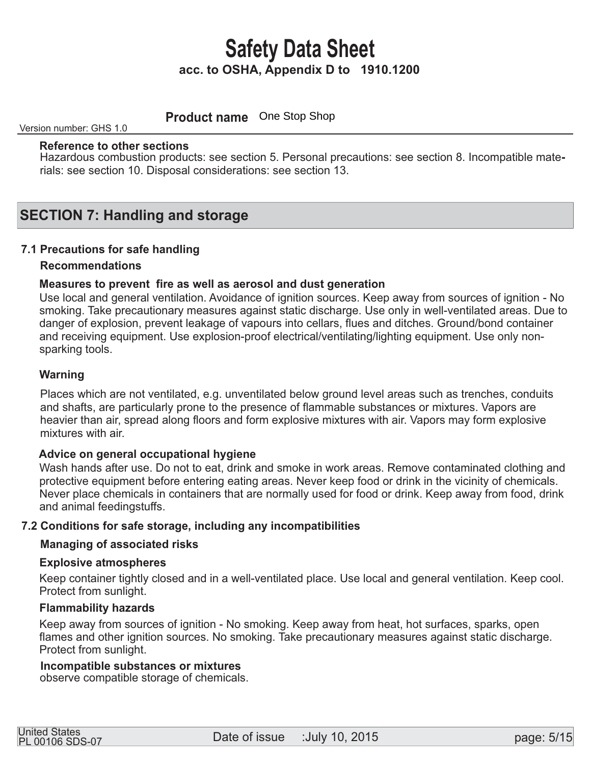**Reference to other sections**

Hazardous combustion products: see section 5. Personal precautions: see section 8. Incompatible materials: see section 10. Disposal considerations: see section 13.

## SECTION 7: Handling and storage

### 7.1 Precautions for safe handling

**Recommendations**

**Measures to prevent fire as well as aerosol and dust generation**

Use local and general ventilation. Avoidance of ignition sources. Keep away from sources of ignition - No smoking. Take precautionary measures against static discharge. Use only in well-ventilated areas. Due to danger of explosion, prevent leakage of vapours into cellars, flues and ditches. Ground/bond container and receiving equipment. Use explosion-proof electrical/ventilating/lighting equipment. Use only non-sparking tools.

**Warning**

Places which are not ventilated, e.g. unventilated below ground level areas such as trenches, conduits and shafts, are particularly prone to the presence of flammable substances or mixtures. Vapors are heavier than air, spread along floors and form explosive mixtures with air. Vapors may form explosive mixtures with air.

**Advice on general occupational hygiene**

Wash hands after use. Do not to eat, drink and smoke in work areas. Remove contaminated clothing and protective equipment before entering eating areas. Never keep food or drink in the vicinity of chemicals. Never place chemicals in containers that are normally used for food or drink. Keep away from food, drink and animal feedingstuffs.

### 7.2 Conditions for safe storage, including any incompatibilities

**Managing of associated risks**

**Explosive atmospheres**

Keep container tightly closed and in a well-ventilated place. Use local and general ventilation. Keep cool. Protect from sunlight.

**Flammability hazards**

Keep away from sources of ignition - No smoking. Keep away from heat, hot surfaces, sparks, open flames and other ignition sources. No smoking. Take precautionary measures against static discharge. Protect from sunlight.

**Incompatible substances or mixtures**

observe compatible storage of chemicals.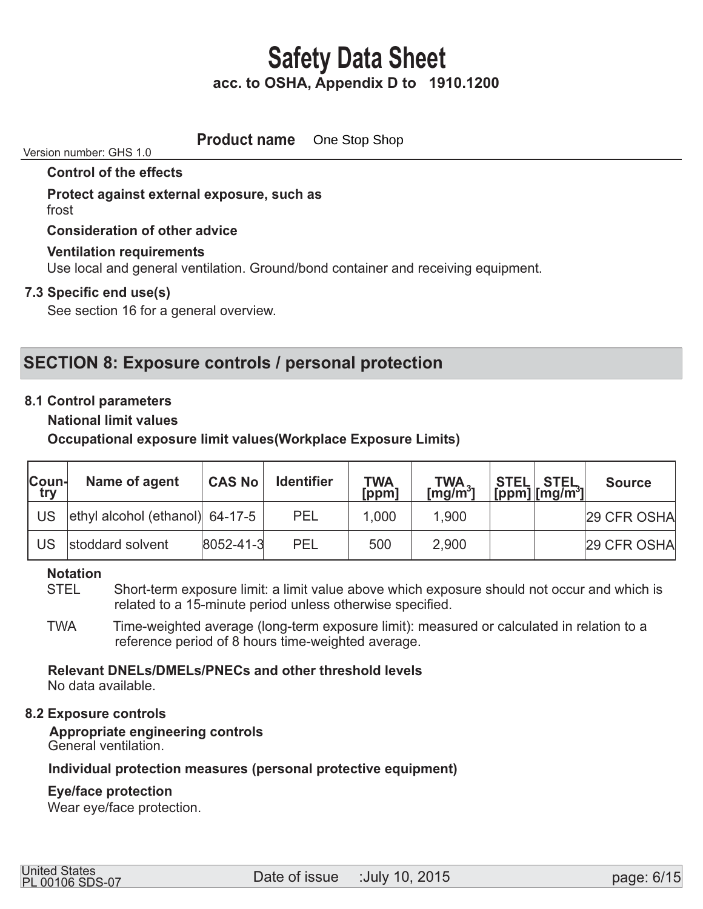**Control of the effects**

**Protect against external exposure, such as**
frost

**Consideration of other advice**

**Ventilation requirements**
Use local and general ventilation. Ground/bond container and receiving equipment.

**7.3 Specific end use(s)**
See section 16 for a general overview.

## SECTION 8: Exposure controls / personal protection

**8.1 Control parameters**

**National limit values**

**Occupational exposure limit values(Workplace Exposure Limits)**

| Country | Name of agent | CAS No | Identifier | TWA [ppm] | TWA [$mg/m^3$] | STEL [ppm] | STEL [$mg/m^3$] | Source |
|---|---|---|---|---|---|---|---|---|
| US | ethyl alcohol (ethanol) | 64-17-5 | PEL | 1,000 | 1,900 | | | 29 CFR OSHA |
| US | stoddard solvent | 8052-41-3 | PEL | 500 | 2,900 | | | 29 CFR OSHA |

**Notation**

STEL Short-term exposure limit: a limit value above which exposure should not occur and which is related to a 15-minute period unless otherwise specified.

TWA Time-weighted average (long-term exposure limit): measured or calculated in relation to a reference period of 8 hours time-weighted average.

**Relevant DNELs/DMELs/PNECs and other threshold levels**
No data available.

**8.2 Exposure controls**

**Appropriate engineering controls**
General ventilation.

**Individual protection measures (personal protective equipment)**

**Eye/face protection**
Wear eye/face protection.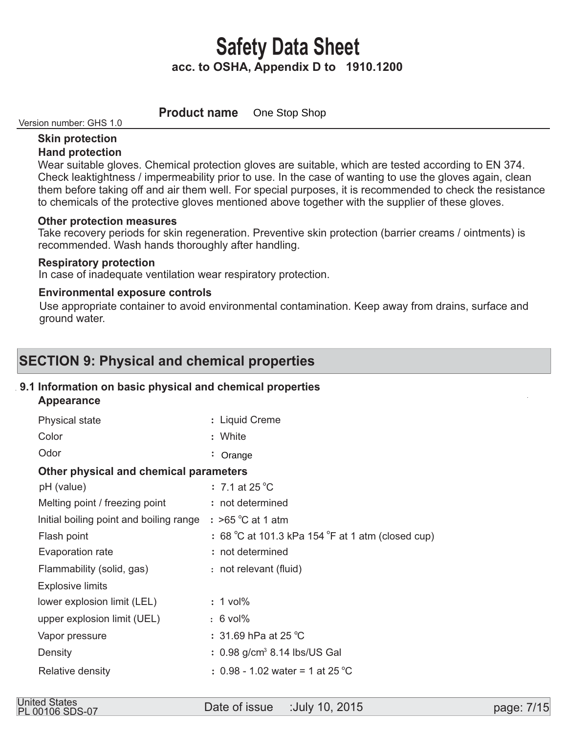**Skin protection**

**Hand protection**

Wear suitable gloves. Chemical protection gloves are suitable, which are tested according to EN 374. Check leaktightness / impermeability prior to use. In the case of wanting to use the gloves again, clean them before taking off and air them well. For special purposes, it is recommended to check the resistance to chemicals of the protective gloves mentioned above together with the supplier of these gloves.

**Other protection measures**

Take recovery periods for skin regeneration. Preventive skin protection (barrier creams / ointments) is recommended. Wash hands thoroughly after handling.

**Respiratory protection**

In case of inadequate ventilation wear respiratory protection.

**Environmental exposure controls**

Use appropriate container to avoid environmental contamination. Keep away from drains, surface and ground water.

## SECTION 9: Physical and chemical properties

### 9.1 Information on basic physical and chemical properties

**Appearance**

| | |
|---|---|
| Physical state | : Liquid Creme |
| Color | : White |
| Odor | : Orange |

**Other physical and chemical parameters**

| | |
|---|---|
| pH (value) | : 7.1 at 25 °C |
| Melting point / freezing point | : not determined |
| Initial boiling point and boiling range | : >65 °C at 1 atm |
| Flash point | : 68 °C at 101.3 kPa 154 °F at 1 atm (closed cup) |
| Evaporation rate | : not determined |
| Flammability (solid, gas) | : not relevant (fluid) |
| Explosive limits | |
| lower explosion limit (LEL) | : 1 vol% |
| upper explosion limit (UEL) | : 6 vol% |
| Vapor pressure | : 31.69 hPa at 25 °C |
| Density | : 0.98 g/cm³ 8.14 lbs/US Gal |
| Relative density | : 0.98 - 1.02 water = 1 at 25 °C |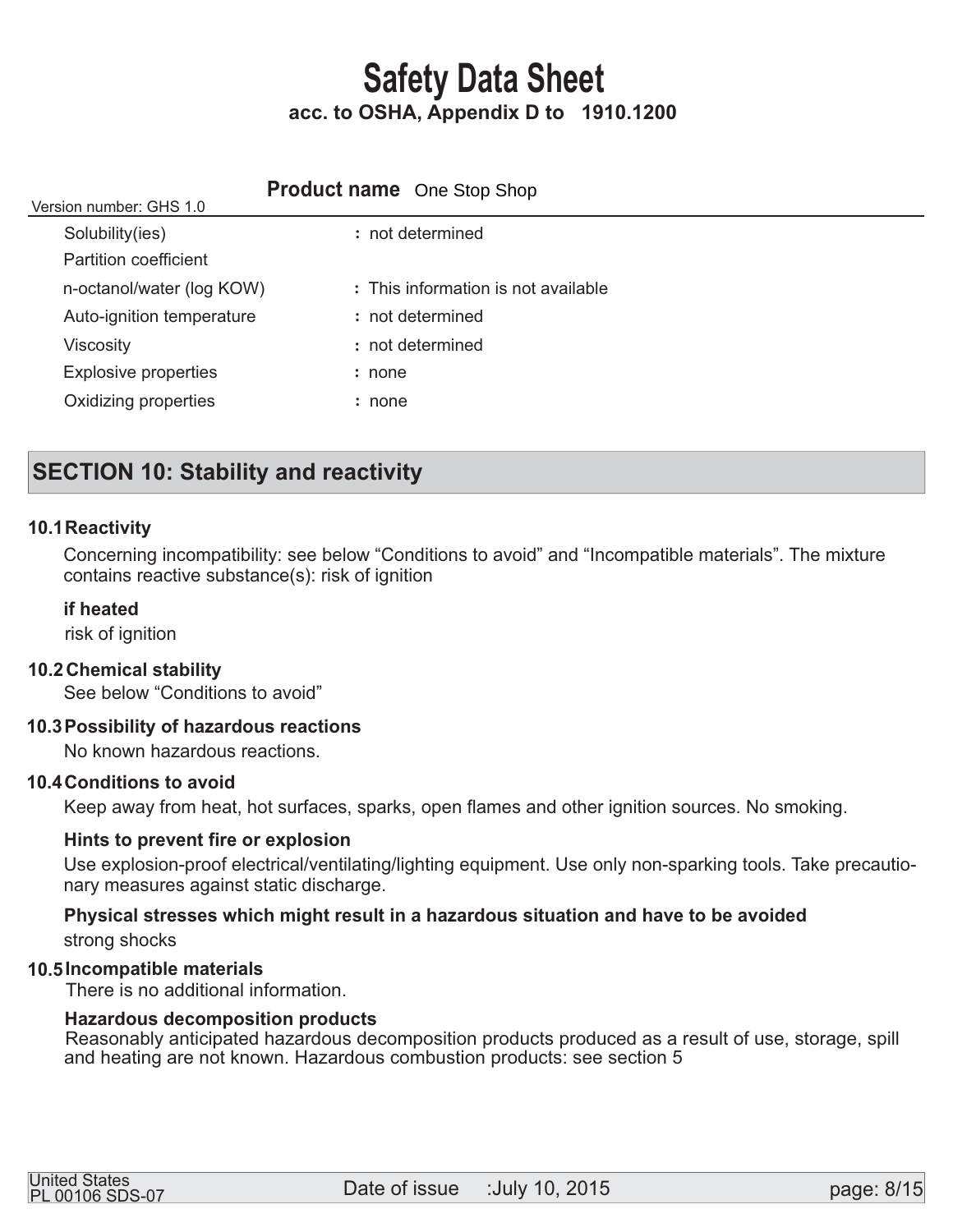| | |
|---|---|
| Solubility(ies) | : not determined |
| Partition coefficient | |
| n-octanol/water (log KOW) | : This information is not available |
| Auto-ignition temperature | : not determined |
| Viscosity | : not determined |
| Explosive properties | : none |
| Oxidizing properties | : none |

## SECTION 10: Stability and reactivity

### 10.1 Reactivity

Concerning incompatibility: see below "Conditions to avoid" and "Incompatible materials". The mixture contains reactive substance(s): risk of ignition

**if heated**

risk of ignition

### 10.2 Chemical stability

See below "Conditions to avoid"

### 10.3 Possibility of hazardous reactions

No known hazardous reactions.

### 10.4 Conditions to avoid

Keep away from heat, hot surfaces, sparks, open flames and other ignition sources. No smoking.

**Hints to prevent fire or explosion**

Use explosion-proof electrical/ventilating/lighting equipment. Use only non-sparking tools. Take precautionary measures against static discharge.

**Physical stresses which might result in a hazardous situation and have to be avoided**

strong shocks

### 10.5 Incompatible materials

There is no additional information.

**Hazardous decomposition products**

Reasonably anticipated hazardous decomposition products produced as a result of use, storage, spill and heating are not known. Hazardous combustion products: see section 5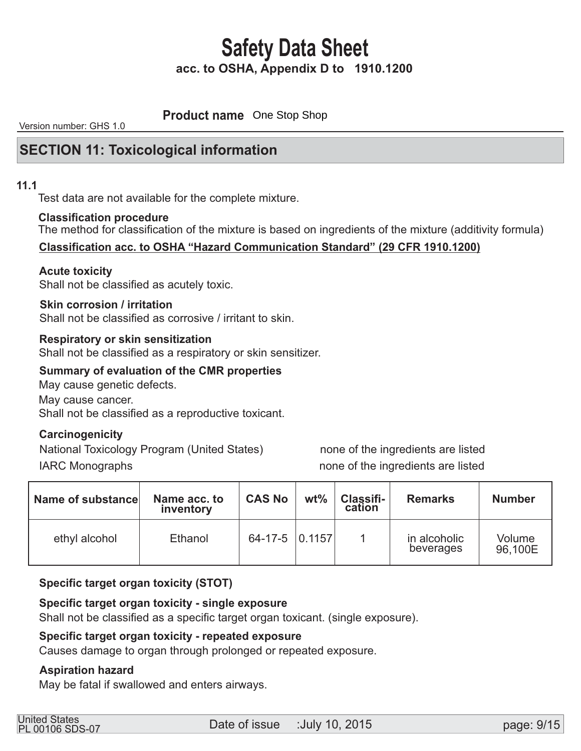# Safety Data Sheet

**acc. to OSHA, Appendix D to 1910.1200**

**Product name** One Stop Shop

Version number: GHS 1.0

## SECTION 11: Toxicological information

**11.1**

Test data are not available for the complete mixture.

**Classification procedure**

The method for classification of the mixture is based on ingredients of the mixture (additivity formula)

**Classification acc. to OSHA "Hazard Communication Standard" (29 CFR 1910.1200)**

**Acute toxicity**

Shall not be classified as acutely toxic.

**Skin corrosion / irritation**

Shall not be classified as corrosive / irritant to skin.

**Respiratory or skin sensitization**

Shall not be classified as a respiratory or skin sensitizer.

**Summary of evaluation of the CMR properties**

May cause genetic defects.

May cause cancer.

Shall not be classified as a reproductive toxicant.

**Carcinogenicity**

National Toxicology Program (United States) none of the ingredients are listed

IARC Monographs none of the ingredients are listed

| Name of substance | Name acc. to inventory | CAS No | wt% | Classifi-cation | Remarks | Number |
|---|---|---|---|---|---|---|
| ethyl alcohol | Ethanol | 64-17-5 | 0.1157 | 1 | in alcoholic beverages | Volume 96,100E |

**Specific target organ toxicity (STOT)**

**Specific target organ toxicity - single exposure**

Shall not be classified as a specific target organ toxicant. (single exposure).

**Specific target organ toxicity - repeated exposure**

Causes damage to organ through prolonged or repeated exposure.

**Aspiration hazard**

May be fatal if swallowed and enters airways.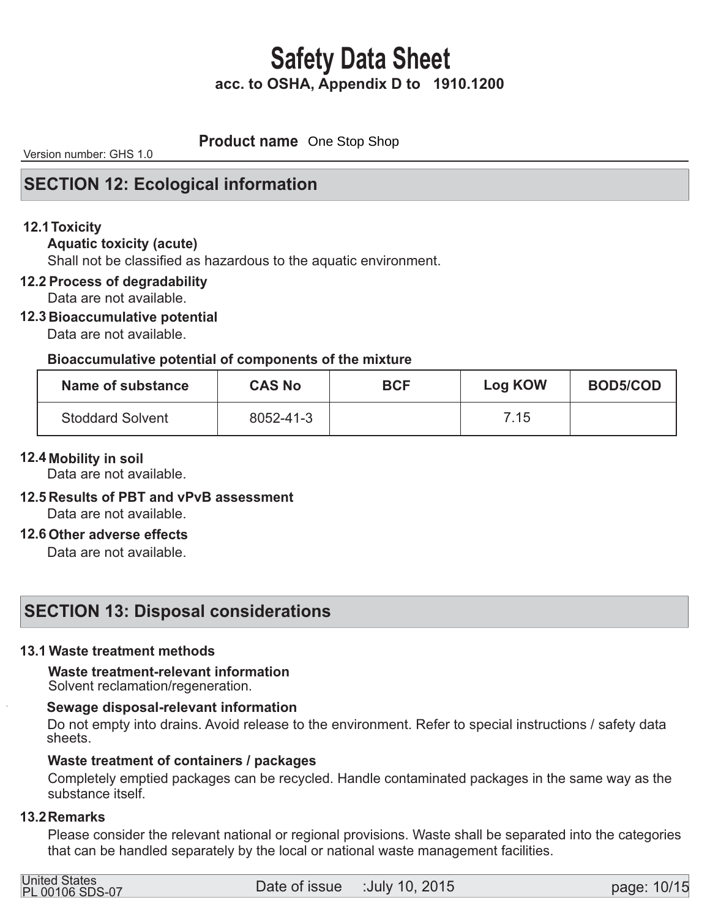# Safety Data Sheet

**acc. to OSHA, Appendix D to 1910.1200**

**Product name** One Stop Shop

Version number: GHS 1.0

## SECTION 12: Ecological information

**12.1 Toxicity**

**Aquatic toxicity (acute)**

Shall not be classified as hazardous to the aquatic environment.

**12.2 Process of degradability**

Data are not available.

**12.3 Bioaccumulative potential**

Data are not available.

**Bioaccumulative potential of components of the mixture**

| Name of substance | CAS No | BCF | Log KOW | BOD5/COD |
|---|---|---|---|---|
| Stoddard Solvent | 8052-41-3 | | 7.15 | |

**12.4 Mobility in soil**

Data are not available.

**12.5 Results of PBT and vPvB assessment**

Data are not available.

**12.6 Other adverse effects**

Data are not available.

## SECTION 13: Disposal considerations

**13.1 Waste treatment methods**

**Waste treatment-relevant information**

Solvent reclamation/regeneration.

**Sewage disposal-relevant information**

Do not empty into drains. Avoid release to the environment. Refer to special instructions / safety data sheets.

**Waste treatment of containers / packages**

Completely emptied packages can be recycled. Handle contaminated packages in the same way as the substance itself.

**13.2 Remarks**

Please consider the relevant national or regional provisions. Waste shall be separated into the categories that can be handled separately by the local or national waste management facilities.

United States
PL 00106 SDS-07

Date of issue :July 10, 2015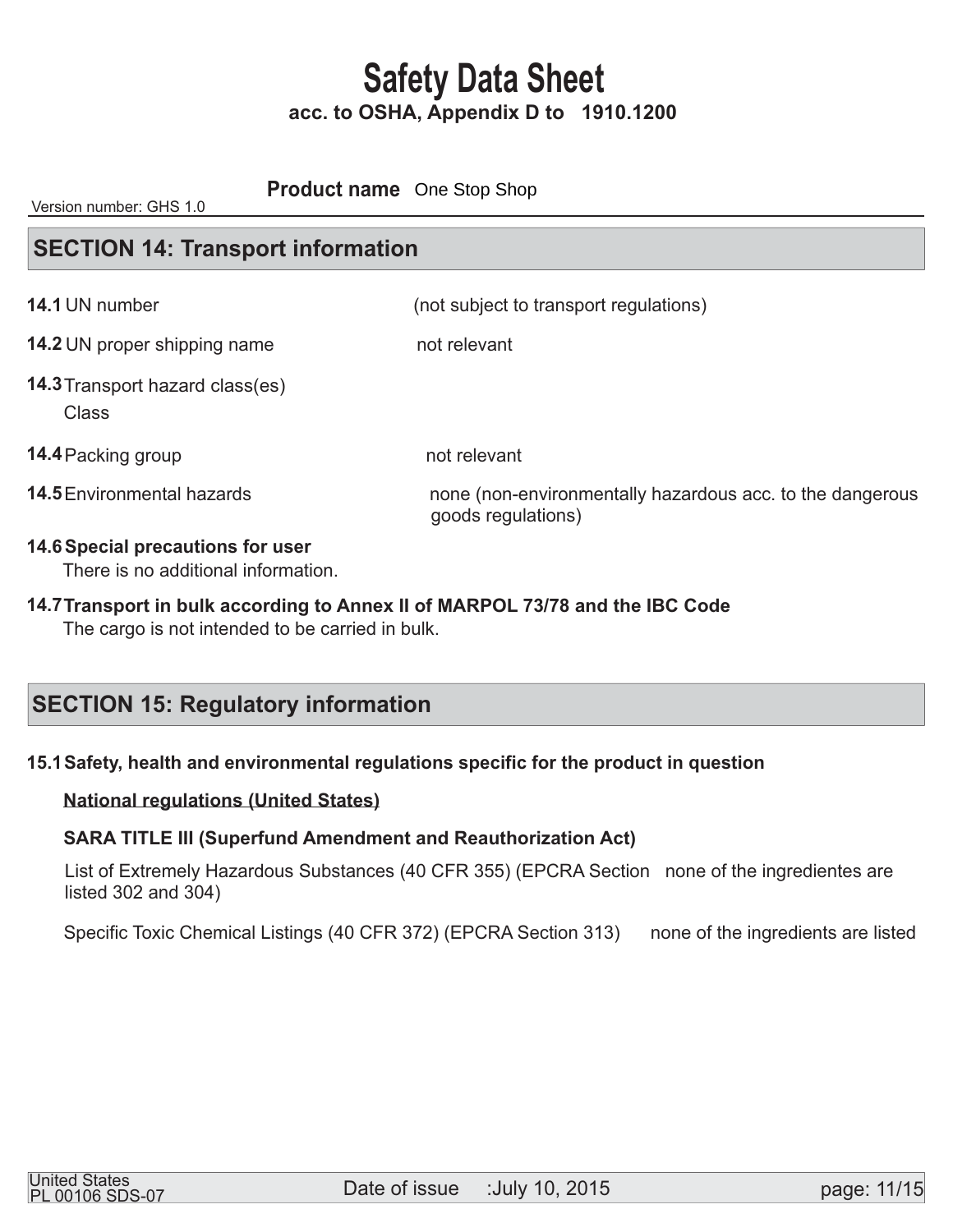# Safety Data Sheet

**acc. to OSHA, Appendix D to 1910.1200**

Version number: GHS 1.0 **Product name** One Stop Shop

## SECTION 14: Transport information

**14.1** UN number (not subject to transport regulations)

**14.2** UN proper shipping name not relevant

**14.3** Transport hazard class(es)

Class

**14.4** Packing group not relevant

**14.5** Environmental hazards none (non-environmentally hazardous acc. to the dangerous goods regulations)

**14.6 Special precautions for user**

There is no additional information.

**14.7 Transport in bulk according to Annex II of MARPOL 73/78 and the IBC Code**

The cargo is not intended to be carried in bulk.

## SECTION 15: Regulatory information

**15.1 Safety, health and environmental regulations specific for the product in question**

**National regulations (United States)**

**SARA TITLE III (Superfund Amendment and Reauthorization Act)**

List of Extremely Hazardous Substances (40 CFR 355) (EPCRA Section 302 and 304) none of the ingredientes are listed

Specific Toxic Chemical Listings (40 CFR 372) (EPCRA Section 313) none of the ingredients are listed

United States
PL 00106 SDS-07 Date of issue :July 10, 2015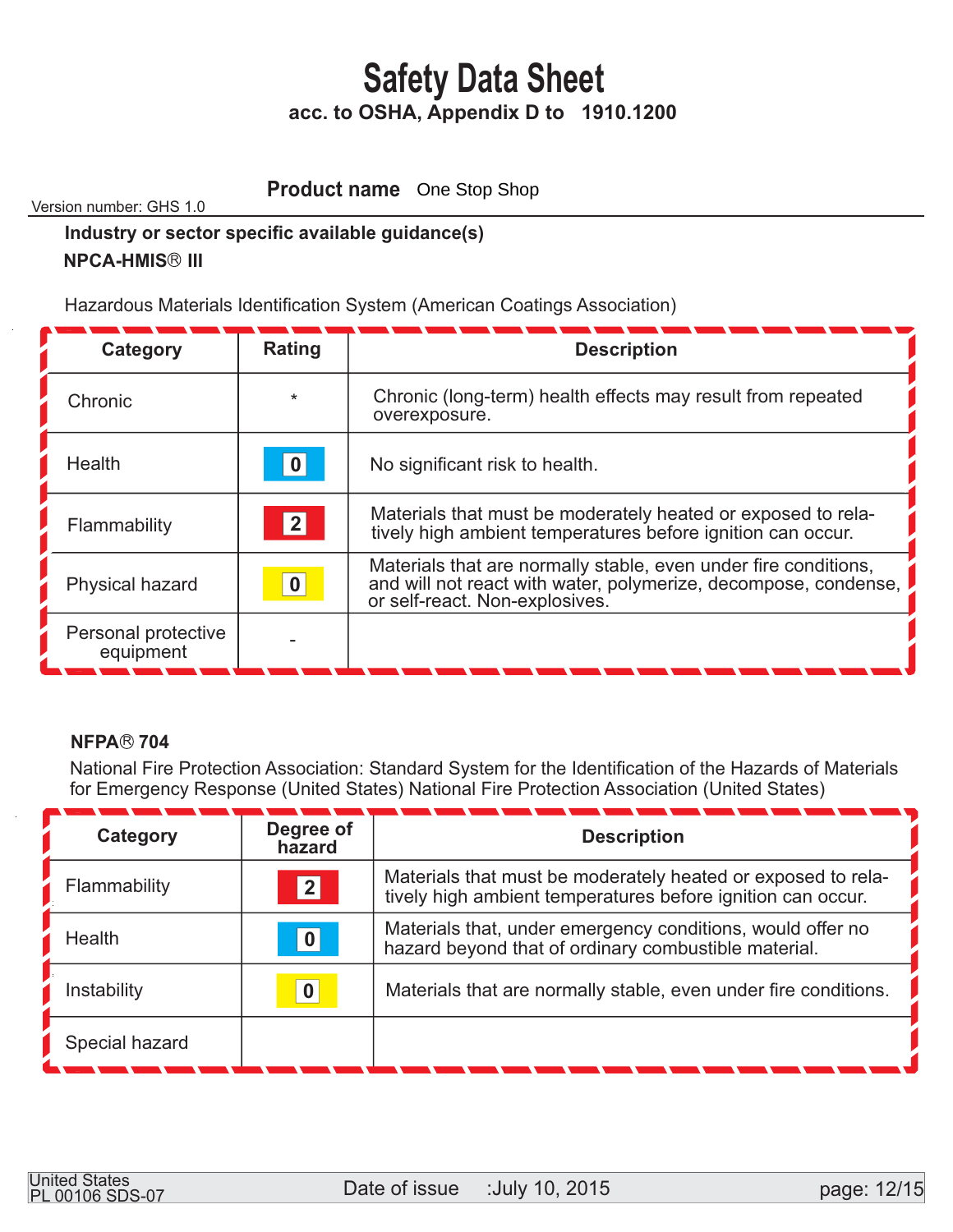# Safety Data Sheet

**acc. to OSHA, Appendix D to 1910.1200**

Version number: GHS 1.0

**Product name** One Stop Shop

**Industry or sector specific available guidance(s)**

**NPCA-HMIS® III**

Hazardous Materials Identification System (American Coatings Association)

| Category | Rating | Description |
|---|---|---|
| Chronic | * | Chronic (long-term) health effects may result from repeated overexposure. |
| Health | 0 | No significant risk to health. |
| Flammability | 2 | Materials that must be moderately heated or exposed to relatively high ambient temperatures before ignition can occur. |
| Physical hazard | 0 | Materials that are normally stable, even under fire conditions, and will not react with water, polymerize, decompose, condense, or self-react. Non-explosives. |
| Personal protective equipment | - | |

**NFPA® 704**

National Fire Protection Association: Standard System for the Identification of the Hazards of Materials for Emergency Response (United States) National Fire Protection Association (United States)

| Category | Degree of hazard | Description |
|---|---|---|
| Flammability | 2 | Materials that must be moderately heated or exposed to relatively high ambient temperatures before ignition can occur. |
| Health | 0 | Materials that, under emergency conditions, would offer no hazard beyond that of ordinary combustible material. |
| Instability | 0 | Materials that are normally stable, even under fire conditions. |
| Special hazard | | |

United States
PL 00106 SDS-07

Date of issue :July 10, 2015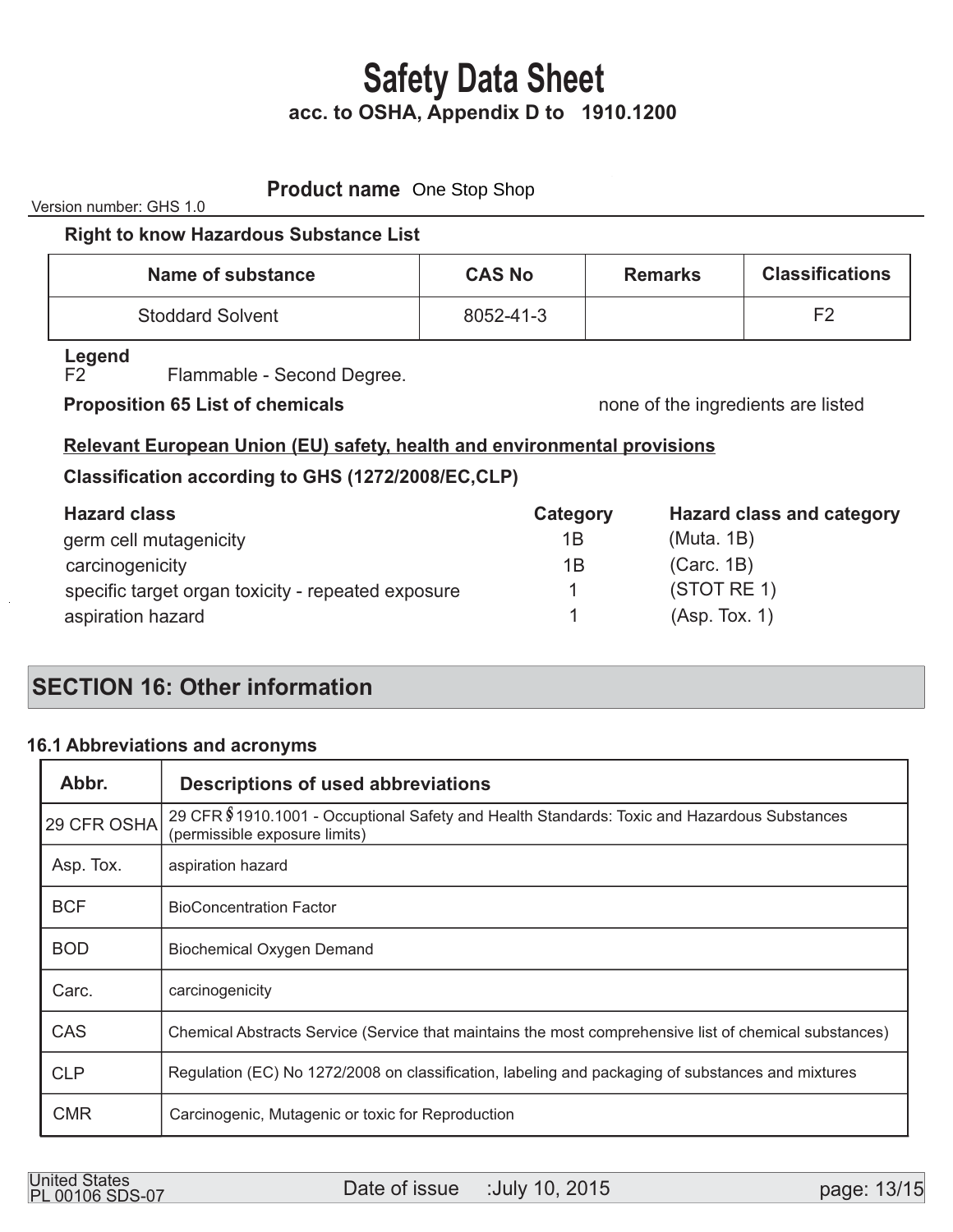# Safety Data Sheet

**acc. to OSHA, Appendix D to 1910.1200**

**Product name** One Stop Shop

Version number: GHS 1.0

**Right to know Hazardous Substance List**

| Name of substance | CAS No | Remarks | Classifications |
|---|---|---|---|
| Stoddard Solvent | 8052-41-3 | | F2 |

**Legend**

F2 Flammable - Second Degree.

**Proposition 65 List of chemicals** none of the ingredients are listed

**Relevant European Union (EU) safety, health and environmental provisions**

**Classification according to GHS (1272/2008/EC,CLP)**

| Hazard class | Category | Hazard class and category |
|---|---|---|
| germ cell mutagenicity | 1B | (Muta. 1B) |
| carcinogenicity | 1B | (Carc. 1B) |
| specific target organ toxicity - repeated exposure | 1 | (STOT RE 1) |
| aspiration hazard | 1 | (Asp. Tox. 1) |

## SECTION 16: Other information

### 16.1 Abbreviations and acronyms

| Abbr. | Descriptions of used abbreviations |
|---|---|
| 29 CFR OSHA | 29 CFR §1910.1001 - Occuptional Safety and Health Standards: Toxic and Hazardous Substances (permissible exposure limits) |
| Asp. Tox. | aspiration hazard |
| BCF | BioConcentration Factor |
| BOD | Biochemical Oxygen Demand |
| Carc. | carcinogenicity |
| CAS | Chemical Abstracts Service (Service that maintains the most comprehensive list of chemical substances) |
| CLP | Regulation (EC) No 1272/2008 on classification, labeling and packaging of substances and mixtures |
| CMR | Carcinogenic, Mutagenic or toxic for Reproduction |

United States
PL 00106 SDS-07

Date of issue :July 10, 2015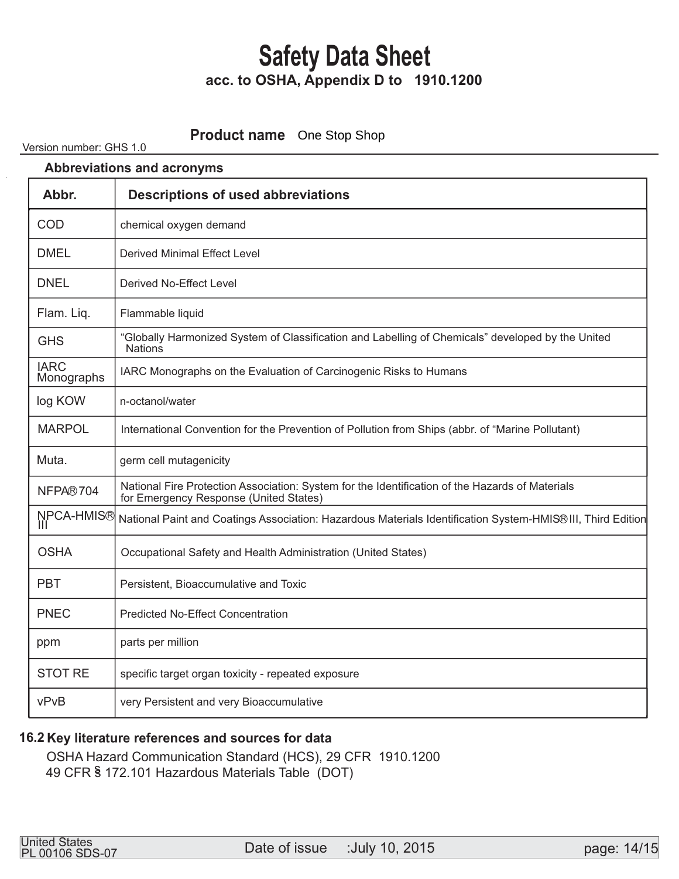# Safety Data Sheet

**acc. to OSHA, Appendix D to 1910.1200**

**Product name** One Stop Shop

Version number: GHS 1.0

### Abbreviations and acronyms

| Abbr. | Descriptions of used abbreviations |
|---|---|
| COD | chemical oxygen demand |
| DMEL | Derived Minimal Effect Level |
| DNEL | Derived No-Effect Level |
| Flam. Liq. | Flammable liquid |
| GHS | "Globally Harmonized System of Classification and Labelling of Chemicals" developed by the United Nations |
| IARC Monographs | IARC Monographs on the Evaluation of Carcinogenic Risks to Humans |
| log KOW | n-octanol/water |
| MARPOL | International Convention for the Prevention of Pollution from Ships (abbr. of "Marine Pollutant) |
| Muta. | germ cell mutagenicity |
| NFPA® 704 | National Fire Protection Association: System for the Identification of the Hazards of Materials for Emergency Response (United States) |
| NPCA-HMIS® III | National Paint and Coatings Association: Hazardous Materials Identification System-HMIS® III, Third Edition |
| OSHA | Occupational Safety and Health Administration (United States) |
| PBT | Persistent, Bioaccumulative and Toxic |
| PNEC | Predicted No-Effect Concentration |
| ppm | parts per million |
| STOT RE | specific target organ toxicity - repeated exposure |
| vPvB | very Persistent and very Bioaccumulative |

### 16.2 Key literature references and sources for data

OSHA Hazard Communication Standard (HCS), 29 CFR 1910.1200
49 CFR § 172.101 Hazardous Materials Table (DOT)

United States
PL 00106 SDS-07

Date of issue :July 10, 2015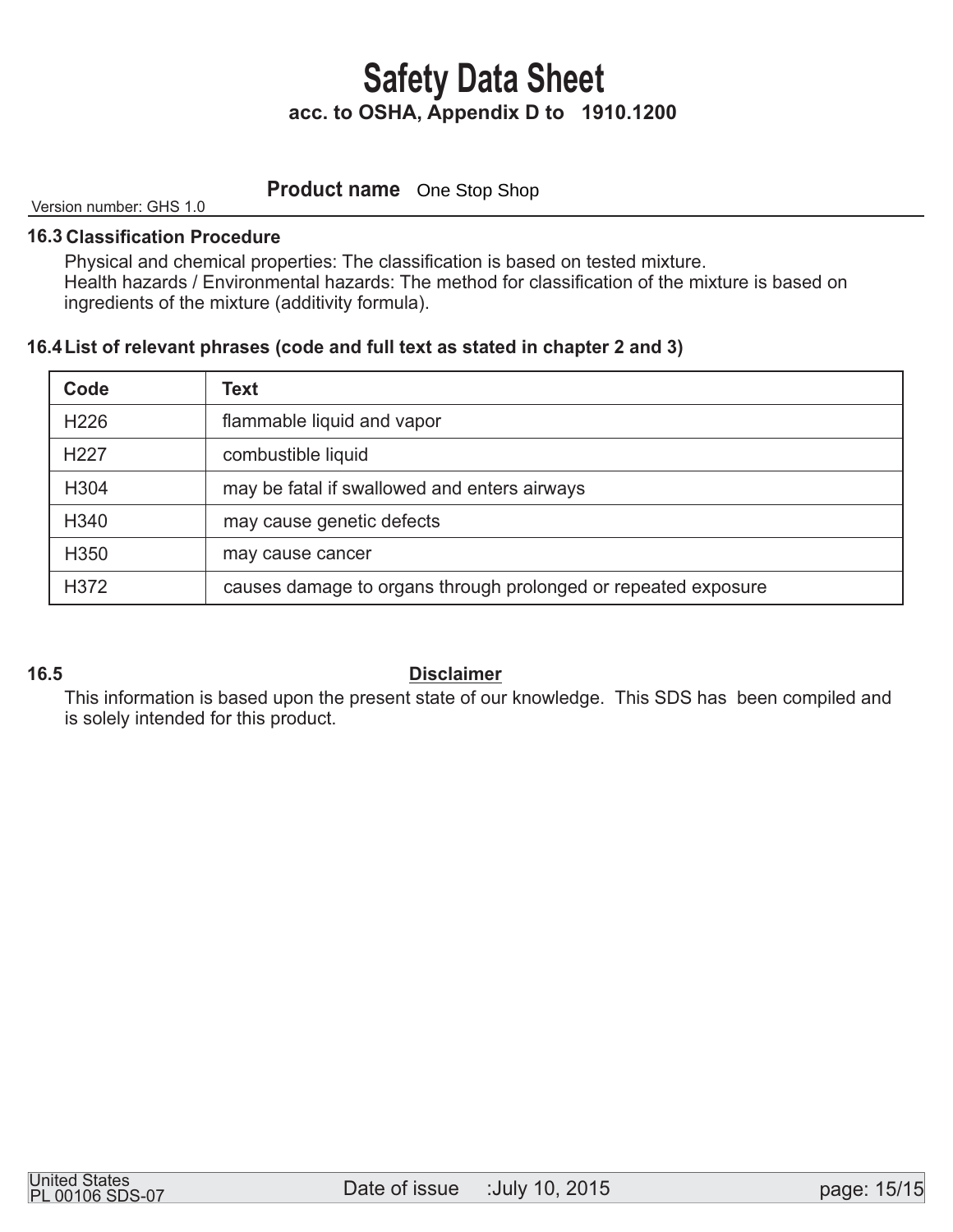### 16.3 Classification Procedure

Physical and chemical properties: The classification is based on tested mixture.
Health hazards / Environmental hazards: The method for classification of the mixture is based on ingredients of the mixture (additivity formula).

### 16.4 List of relevant phrases (code and full text as stated in chapter 2 and 3)

| Code | Text |
|---|---|
| H226 | flammable liquid and vapor |
| H227 | combustible liquid |
| H304 | may be fatal if swallowed and enters airways |
| H340 | may cause genetic defects |
| H350 | may cause cancer |
| H372 | causes damage to organs through prolonged or repeated exposure |

### 16.5 Disclaimer

This information is based upon the present state of our knowledge. This SDS has been compiled and is solely intended for this product.